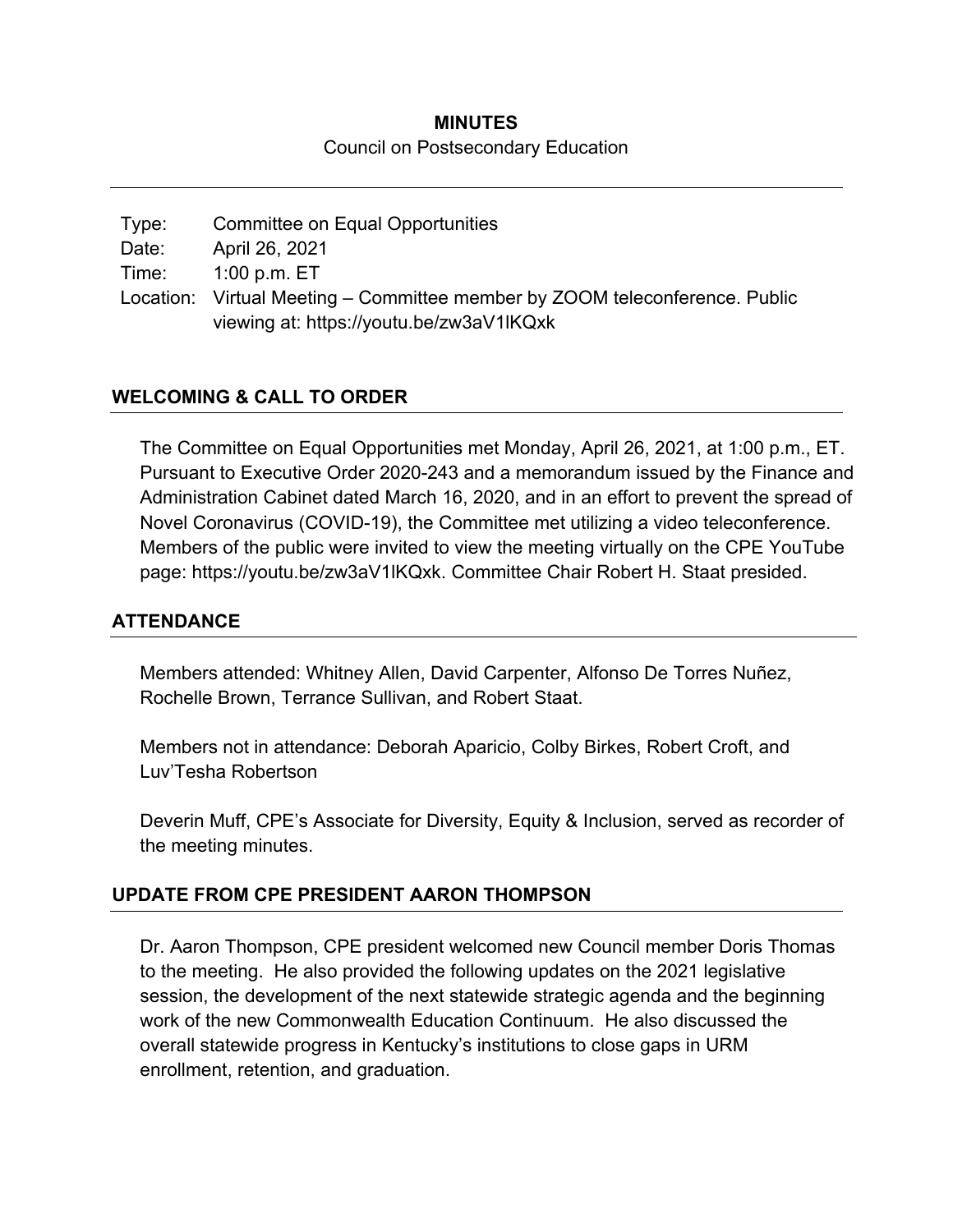**MINUTES**

Council on Postsecondary Education

---

Type: Committee on Equal Opportunities
Date: April 26, 2021
Time: 1:00 p.m. ET
Location: Virtual Meeting – Committee member by ZOOM teleconference. Public viewing at: https://youtu.be/zw3aV1lKQxk

## WELCOMING & CALL TO ORDER

The Committee on Equal Opportunities met Monday, April 26, 2021, at 1:00 p.m., ET. Pursuant to Executive Order 2020-243 and a memorandum issued by the Finance and Administration Cabinet dated March 16, 2020, and in an effort to prevent the spread of Novel Coronavirus (COVID-19), the Committee met utilizing a video teleconference. Members of the public were invited to view the meeting virtually on the CPE YouTube page: https://youtu.be/zw3aV1lKQxk. Committee Chair Robert H. Staat presided.

## ATTENDANCE

Members attended: Whitney Allen, David Carpenter, Alfonso De Torres Nuñez, Rochelle Brown, Terrance Sullivan, and Robert Staat.

Members not in attendance: Deborah Aparicio, Colby Birkes, Robert Croft, and Luv'Tesha Robertson

Deverin Muff, CPE's Associate for Diversity, Equity & Inclusion, served as recorder of the meeting minutes.

## UPDATE FROM CPE PRESIDENT AARON THOMPSON

Dr. Aaron Thompson, CPE president welcomed new Council member Doris Thomas to the meeting. He also provided the following updates on the 2021 legislative session, the development of the next statewide strategic agenda and the beginning work of the new Commonwealth Education Continuum. He also discussed the overall statewide progress in Kentucky's institutions to close gaps in URM enrollment, retention, and graduation.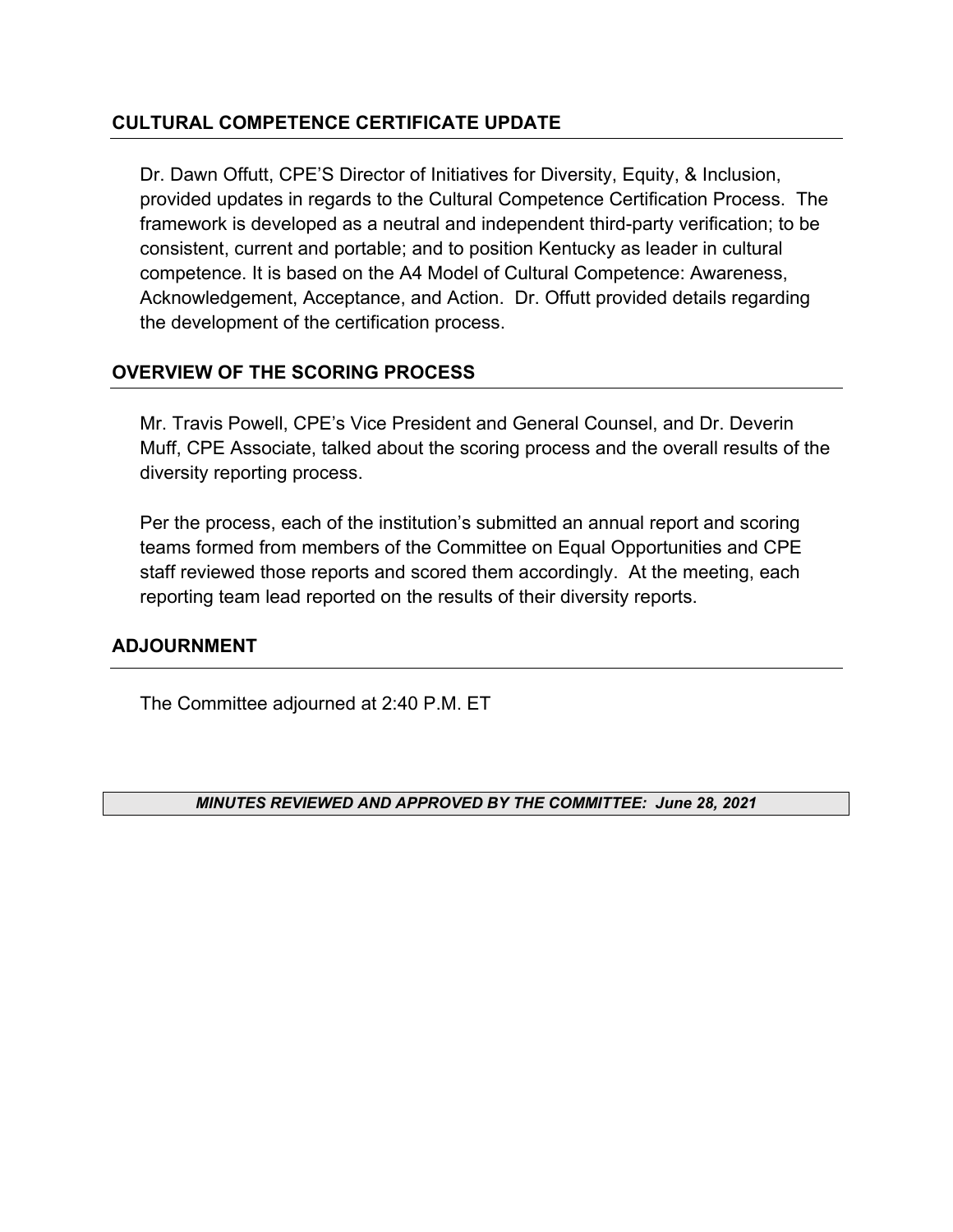## CULTURAL COMPETENCE CERTIFICATE UPDATE

Dr. Dawn Offutt, CPE'S Director of Initiatives for Diversity, Equity, & Inclusion, provided updates in regards to the Cultural Competence Certification Process. The framework is developed as a neutral and independent third-party verification; to be consistent, current and portable; and to position Kentucky as leader in cultural competence. It is based on the A4 Model of Cultural Competence: Awareness, Acknowledgement, Acceptance, and Action. Dr. Offutt provided details regarding the development of the certification process.

## OVERVIEW OF THE SCORING PROCESS

Mr. Travis Powell, CPE's Vice President and General Counsel, and Dr. Deverin Muff, CPE Associate, talked about the scoring process and the overall results of the diversity reporting process.

Per the process, each of the institution's submitted an annual report and scoring teams formed from members of the Committee on Equal Opportunities and CPE staff reviewed those reports and scored them accordingly. At the meeting, each reporting team lead reported on the results of their diversity reports.

## ADJOURNMENT

The Committee adjourned at 2:40 P.M. ET

***MINUTES REVIEWED AND APPROVED BY THE COMMITTEE: June 28, 2021***